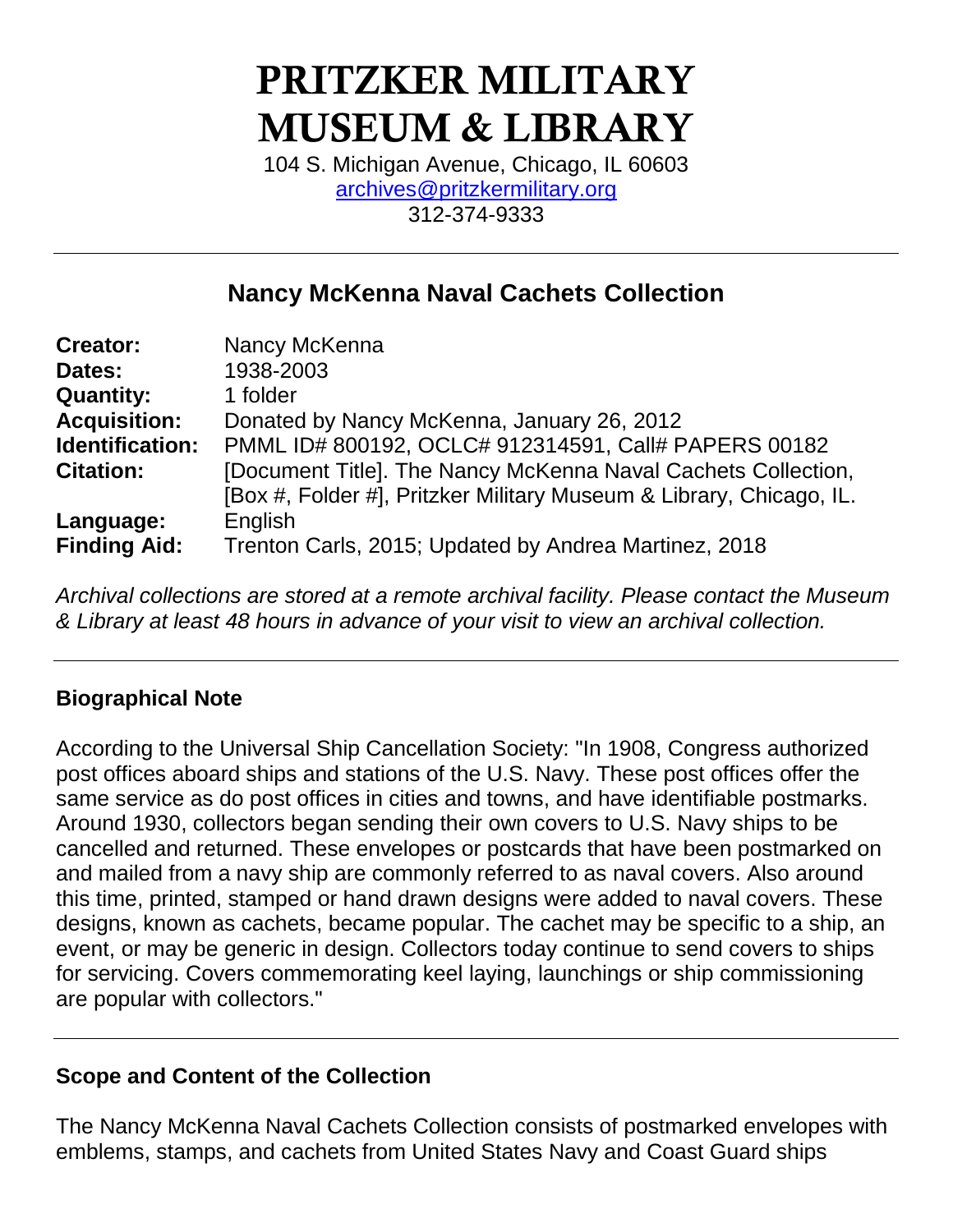# PRITZKER MILITARY MUSEUM & LIBRARY

104 S. Michigan Avenue, Chicago, IL 60603
archives@pritzkermilitary.org
312-374-9333

---

## Nancy McKenna Naval Cachets Collection

| | |
|---|---|
| **Creator:** | Nancy McKenna |
| **Dates:** | 1938-2003 |
| **Quantity:** | 1 folder |
| **Acquisition:** | Donated by Nancy McKenna, January 26, 2012 |
| **Identification:** | PMML ID# 800192, OCLC# 912314591, Call# PAPERS 00182 |
| **Citation:** | [Document Title]. The Nancy McKenna Naval Cachets Collection, [Box #, Folder #], Pritzker Military Museum & Library, Chicago, IL. |
| **Language:** | English |
| **Finding Aid:** | Trenton Carls, 2015; Updated by Andrea Martinez, 2018 |

*Archival collections are stored at a remote archival facility. Please contact the Museum & Library at least 48 hours in advance of your visit to view an archival collection.*

---

### Biographical Note

According to the Universal Ship Cancellation Society: "In 1908, Congress authorized post offices aboard ships and stations of the U.S. Navy. These post offices offer the same service as do post offices in cities and towns, and have identifiable postmarks. Around 1930, collectors began sending their own covers to U.S. Navy ships to be cancelled and returned. These envelopes or postcards that have been postmarked on and mailed from a navy ship are commonly referred to as naval covers. Also around this time, printed, stamped or hand drawn designs were added to naval covers. These designs, known as cachets, became popular. The cachet may be specific to a ship, an event, or may be generic in design. Collectors today continue to send covers to ships for servicing. Covers commemorating keel laying, launchings or ship commissioning are popular with collectors."

---

### Scope and Content of the Collection

The Nancy McKenna Naval Cachets Collection consists of postmarked envelopes with emblems, stamps, and cachets from United States Navy and Coast Guard ships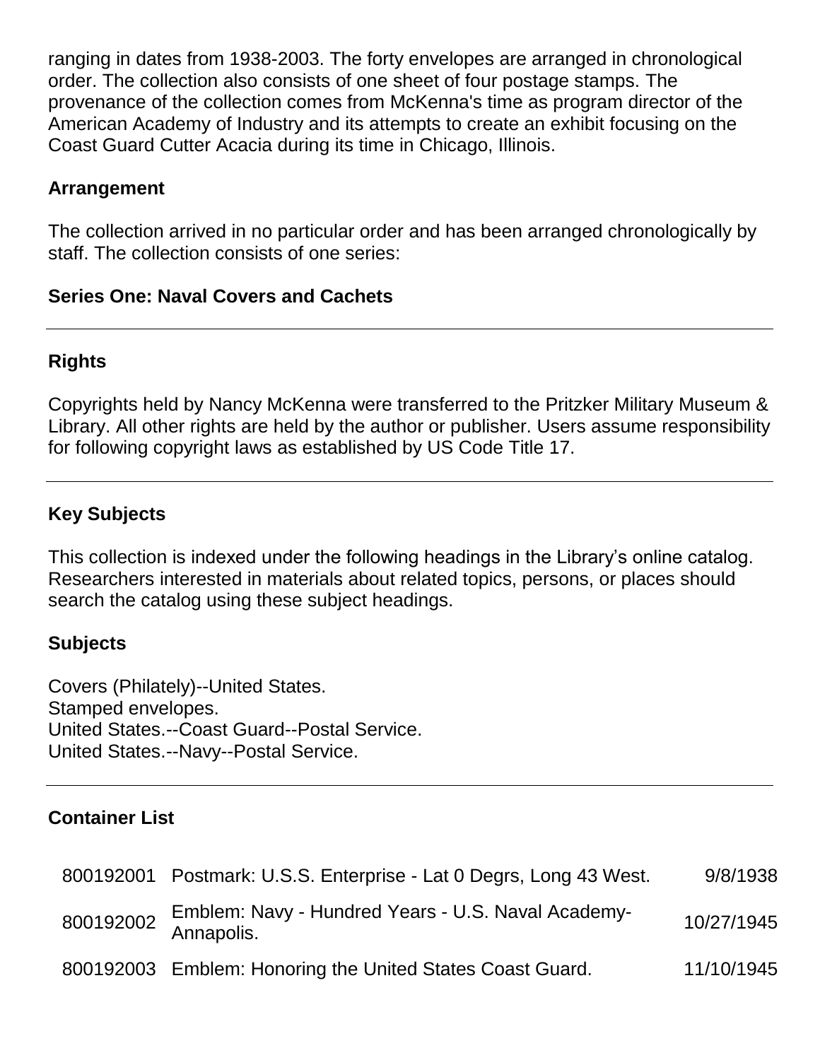ranging in dates from 1938-2003. The forty envelopes are arranged in chronological order. The collection also consists of one sheet of four postage stamps. The provenance of the collection comes from McKenna's time as program director of the American Academy of Industry and its attempts to create an exhibit focusing on the Coast Guard Cutter Acacia during its time in Chicago, Illinois.

## Arrangement

The collection arrived in no particular order and has been arranged chronologically by staff. The collection consists of one series:

**Series One: Naval Covers and Cachets**

---

## Rights

Copyrights held by Nancy McKenna were transferred to the Pritzker Military Museum & Library. All other rights are held by the author or publisher. Users assume responsibility for following copyright laws as established by US Code Title 17.

---

## Key Subjects

This collection is indexed under the following headings in the Library's online catalog. Researchers interested in materials about related topics, persons, or places should search the catalog using these subject headings.

## Subjects

Covers (Philately)--United States.
Stamped envelopes.
United States.--Coast Guard--Postal Service.
United States.--Navy--Postal Service.

---

## Container List

| | | |
|---|---|---|
| 800192001 | Postmark: U.S.S. Enterprise - Lat 0 Degrs, Long 43 West. | 9/8/1938 |
| 800192002 | Emblem: Navy - Hundred Years - U.S. Naval Academy-Annapolis. | 10/27/1945 |
| 800192003 | Emblem: Honoring the United States Coast Guard. | 11/10/1945 |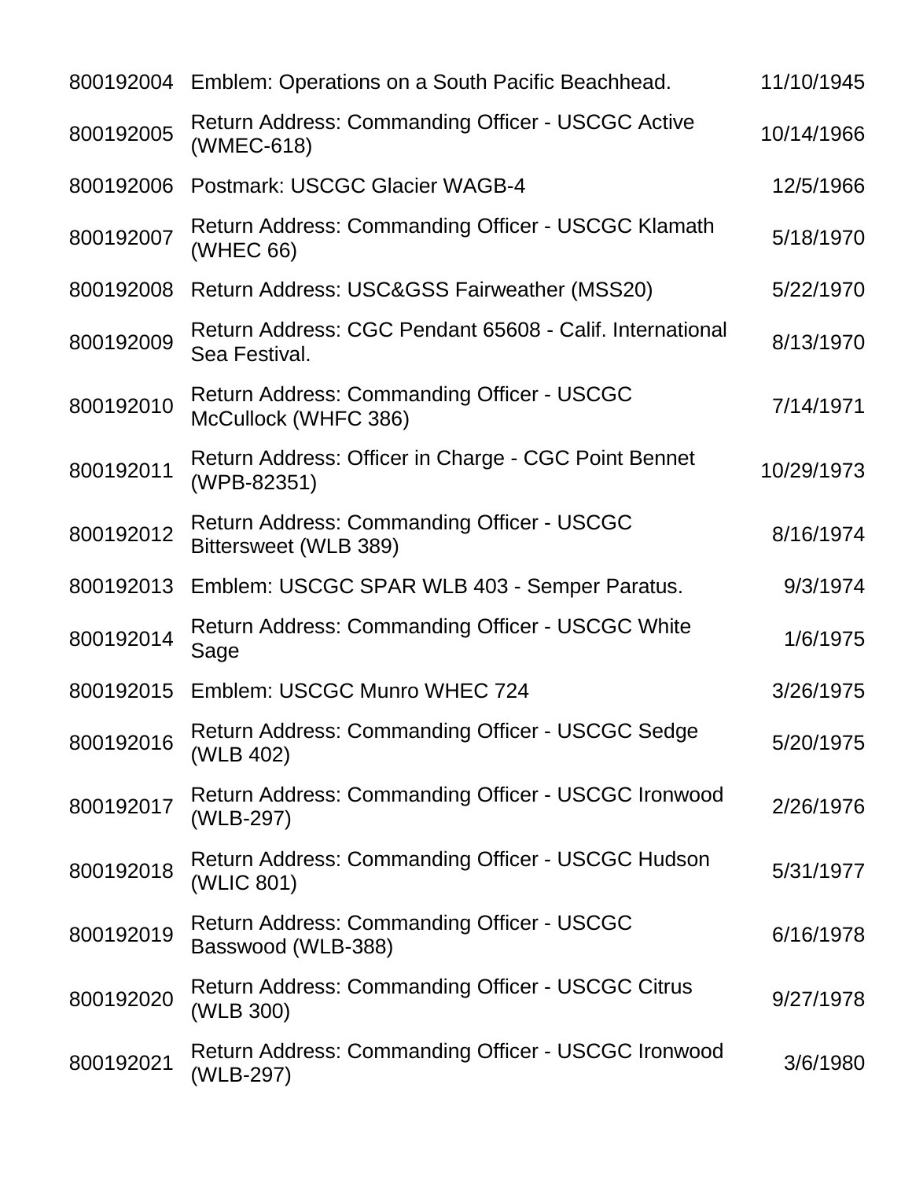| | | |
|---|---|---|
| 800192004 | Emblem: Operations on a South Pacific Beachhead. | 11/10/1945 |
| 800192005 | Return Address: Commanding Officer - USCGC Active (WMEC-618) | 10/14/1966 |
| 800192006 | Postmark: USCGC Glacier WAGB-4 | 12/5/1966 |
| 800192007 | Return Address: Commanding Officer - USCGC Klamath (WHEC 66) | 5/18/1970 |
| 800192008 | Return Address: USC&GSS Fairweather (MSS20) | 5/22/1970 |
| 800192009 | Return Address: CGC Pendant 65608 - Calif. International Sea Festival. | 8/13/1970 |
| 800192010 | Return Address: Commanding Officer - USCGC McCullock (WHFC 386) | 7/14/1971 |
| 800192011 | Return Address: Officer in Charge - CGC Point Bennet (WPB-82351) | 10/29/1973 |
| 800192012 | Return Address: Commanding Officer - USCGC Bittersweet (WLB 389) | 8/16/1974 |
| 800192013 | Emblem: USCGC SPAR WLB 403 - Semper Paratus. | 9/3/1974 |
| 800192014 | Return Address: Commanding Officer - USCGC White Sage | 1/6/1975 |
| 800192015 | Emblem: USCGC Munro WHEC 724 | 3/26/1975 |
| 800192016 | Return Address: Commanding Officer - USCGC Sedge (WLB 402) | 5/20/1975 |
| 800192017 | Return Address: Commanding Officer - USCGC Ironwood (WLB-297) | 2/26/1976 |
| 800192018 | Return Address: Commanding Officer - USCGC Hudson (WLIC 801) | 5/31/1977 |
| 800192019 | Return Address: Commanding Officer - USCGC Basswood (WLB-388) | 6/16/1978 |
| 800192020 | Return Address: Commanding Officer - USCGC Citrus (WLB 300) | 9/27/1978 |
| 800192021 | Return Address: Commanding Officer - USCGC Ironwood (WLB-297) | 3/6/1980 |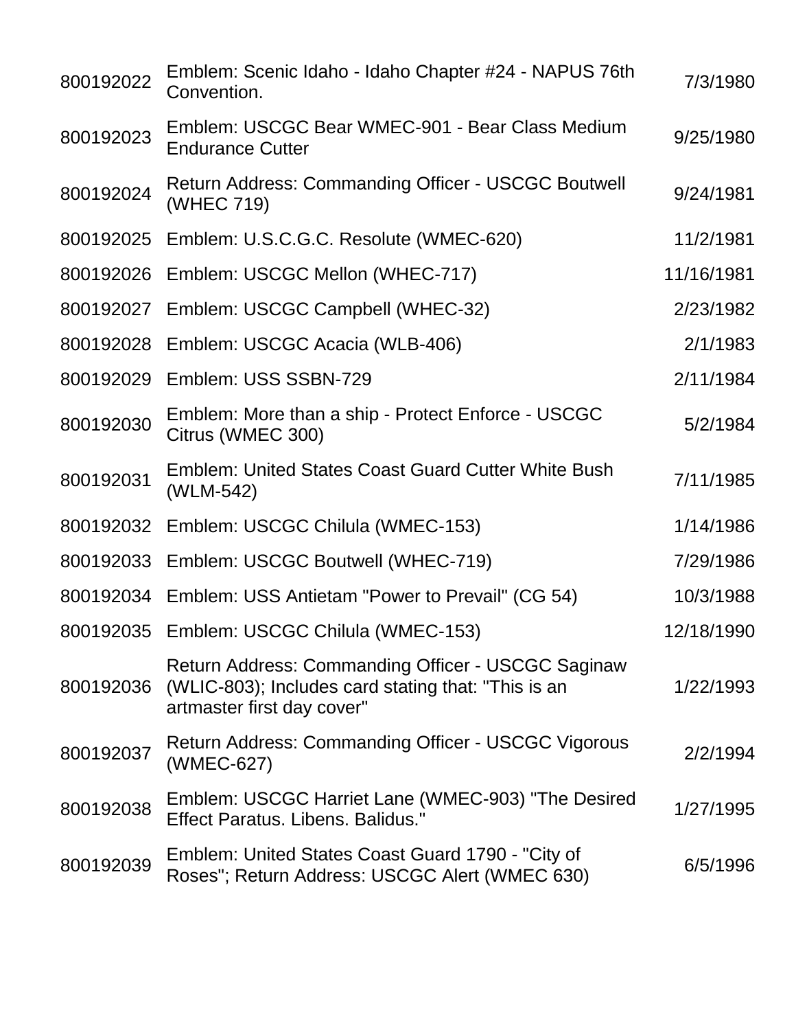| | | |
|---|---|---|
| 800192022 | Emblem: Scenic Idaho - Idaho Chapter #24 - NAPUS 76th Convention. | 7/3/1980 |
| 800192023 | Emblem: USCGC Bear WMEC-901 - Bear Class Medium Endurance Cutter | 9/25/1980 |
| 800192024 | Return Address: Commanding Officer - USCGC Boutwell (WHEC 719) | 9/24/1981 |
| 800192025 | Emblem: U.S.C.G.C. Resolute (WMEC-620) | 11/2/1981 |
| 800192026 | Emblem: USCGC Mellon (WHEC-717) | 11/16/1981 |
| 800192027 | Emblem: USCGC Campbell (WHEC-32) | 2/23/1982 |
| 800192028 | Emblem: USCGC Acacia (WLB-406) | 2/1/1983 |
| 800192029 | Emblem: USS SSBN-729 | 2/11/1984 |
| 800192030 | Emblem: More than a ship - Protect Enforce - USCGC Citrus (WMEC 300) | 5/2/1984 |
| 800192031 | Emblem: United States Coast Guard Cutter White Bush (WLM-542) | 7/11/1985 |
| 800192032 | Emblem: USCGC Chilula (WMEC-153) | 1/14/1986 |
| 800192033 | Emblem: USCGC Boutwell (WHEC-719) | 7/29/1986 |
| 800192034 | Emblem: USS Antietam "Power to Prevail" (CG 54) | 10/3/1988 |
| 800192035 | Emblem: USCGC Chilula (WMEC-153) | 12/18/1990 |
| 800192036 | Return Address: Commanding Officer - USCGC Saginaw (WLIC-803); Includes card stating that: "This is an artmaster first day cover" | 1/22/1993 |
| 800192037 | Return Address: Commanding Officer - USCGC Vigorous (WMEC-627) | 2/2/1994 |
| 800192038 | Emblem: USCGC Harriet Lane (WMEC-903) "The Desired Effect Paratus. Libens. Balidus." | 1/27/1995 |
| 800192039 | Emblem: United States Coast Guard 1790 - "City of Roses"; Return Address: USCGC Alert (WMEC 630) | 6/5/1996 |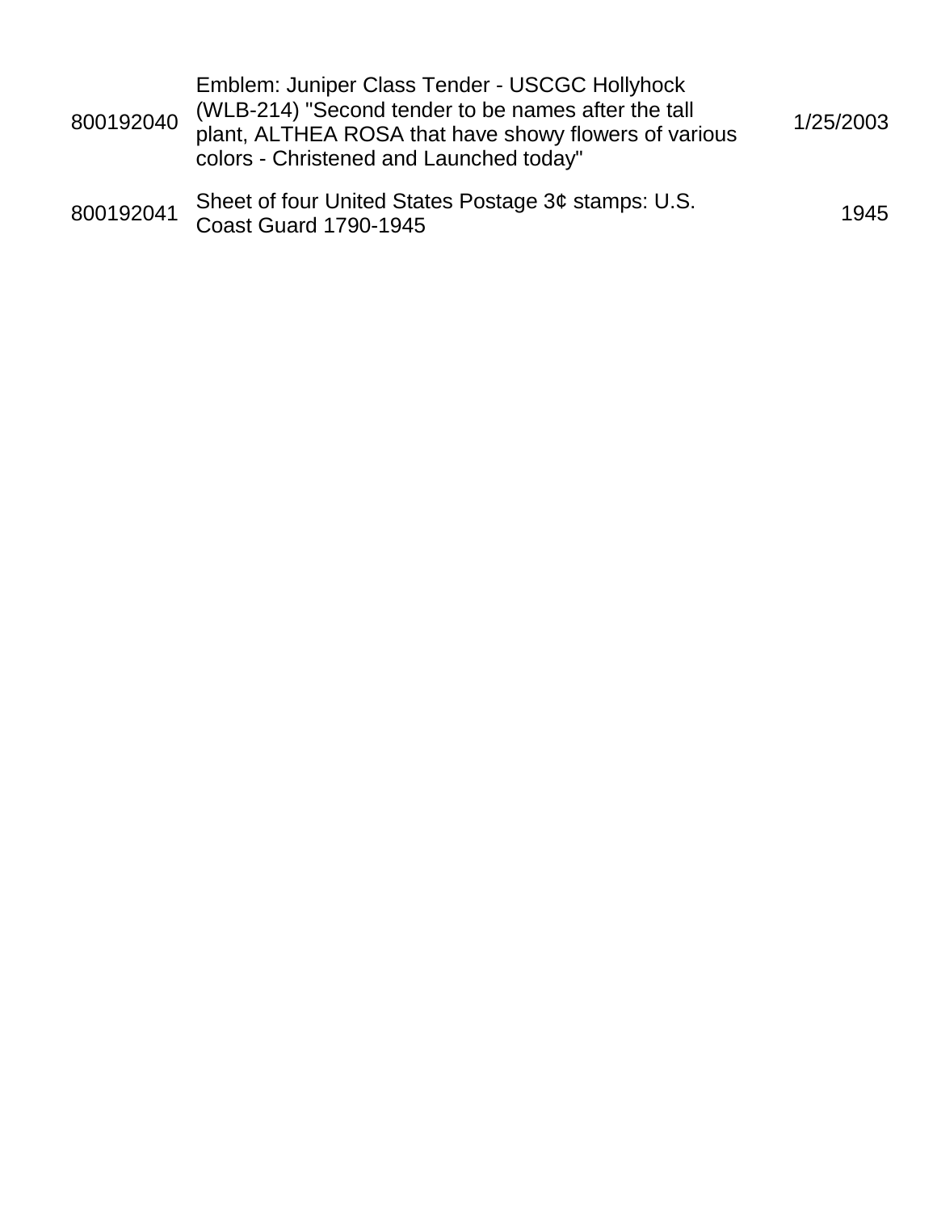| | | |
|---|---|---|
| 800192040 | Emblem: Juniper Class Tender - USCGC Hollyhock (WLB-214) "Second tender to be names after the tall plant, ALTHEA ROSA that have showy flowers of various colors - Christened and Launched today" | 1/25/2003 |
| 800192041 | Sheet of four United States Postage 3¢ stamps: U.S. Coast Guard 1790-1945 | 1945 |